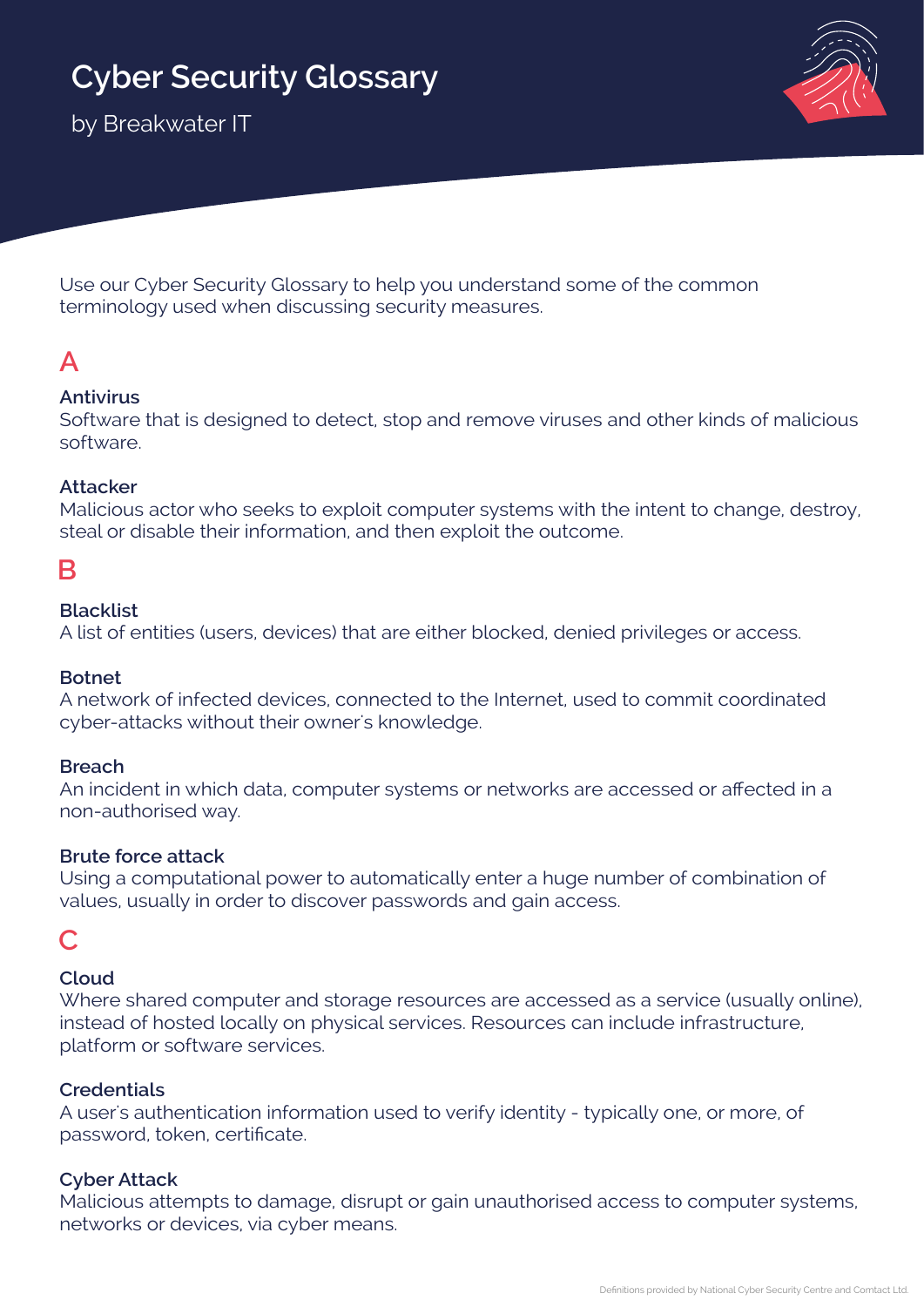# Cyber Security Glossary

by Breakwater IT

Use our Cyber Security Glossary to help you understand some of the common terminology used when discussing security measures.

## A

**Antivirus**
Software that is designed to detect, stop and remove viruses and other kinds of malicious software.

**Attacker**
Malicious actor who seeks to exploit computer systems with the intent to change, destroy, steal or disable their information, and then exploit the outcome.

## B

**Blacklist**
A list of entities (users, devices) that are either blocked, denied privileges or access.

**Botnet**
A network of infected devices, connected to the Internet, used to commit coordinated cyber-attacks without their owner's knowledge.

**Breach**
An incident in which data, computer systems or networks are accessed or affected in a non-authorised way.

**Brute force attack**
Using a computational power to automatically enter a huge number of combination of values, usually in order to discover passwords and gain access.

## C

**Cloud**
Where shared computer and storage resources are accessed as a service (usually online), instead of hosted locally on physical services. Resources can include infrastructure, platform or software services.

**Credentials**
A user's authentication information used to verify identity - typically one, or more, of password, token, certificate.

**Cyber Attack**
Malicious attempts to damage, disrupt or gain unauthorised access to computer systems, networks or devices, via cyber means.

Definitions provided by National Cyber Security Centre and Comtact Ltd.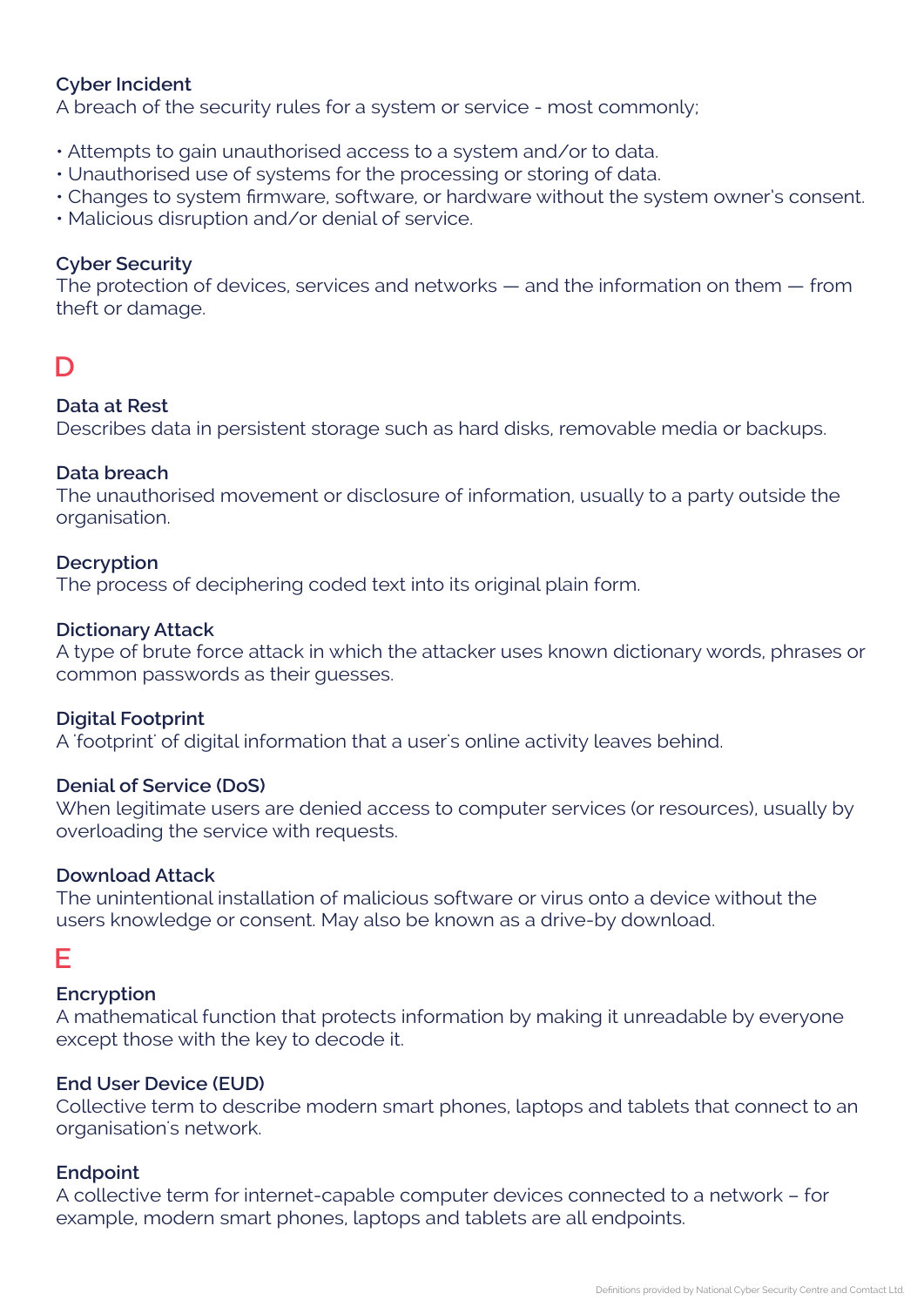**Cyber Incident**
A breach of the security rules for a system or service - most commonly;

- Attempts to gain unauthorised access to a system and/or to data.
- Unauthorised use of systems for the processing or storing of data.
- Changes to system firmware, software, or hardware without the system owner's consent.
- Malicious disruption and/or denial of service.

**Cyber Security**
The protection of devices, services and networks — and the information on them — from theft or damage.

## D

**Data at Rest**
Describes data in persistent storage such as hard disks, removable media or backups.

**Data breach**
The unauthorised movement or disclosure of information, usually to a party outside the organisation.

**Decryption**
The process of deciphering coded text into its original plain form.

**Dictionary Attack**
A type of brute force attack in which the attacker uses known dictionary words, phrases or common passwords as their guesses.

**Digital Footprint**
A 'footprint' of digital information that a user's online activity leaves behind.

**Denial of Service (DoS)**
When legitimate users are denied access to computer services (or resources), usually by overloading the service with requests.

**Download Attack**
The unintentional installation of malicious software or virus onto a device without the users knowledge or consent. May also be known as a drive-by download.

## E

**Encryption**
A mathematical function that protects information by making it unreadable by everyone except those with the key to decode it.

**End User Device (EUD)**
Collective term to describe modern smart phones, laptops and tablets that connect to an organisation's network.

**Endpoint**
A collective term for internet-capable computer devices connected to a network – for example, modern smart phones, laptops and tablets are all endpoints.

Definitions provided by National Cyber Security Centre and Comtact Ltd.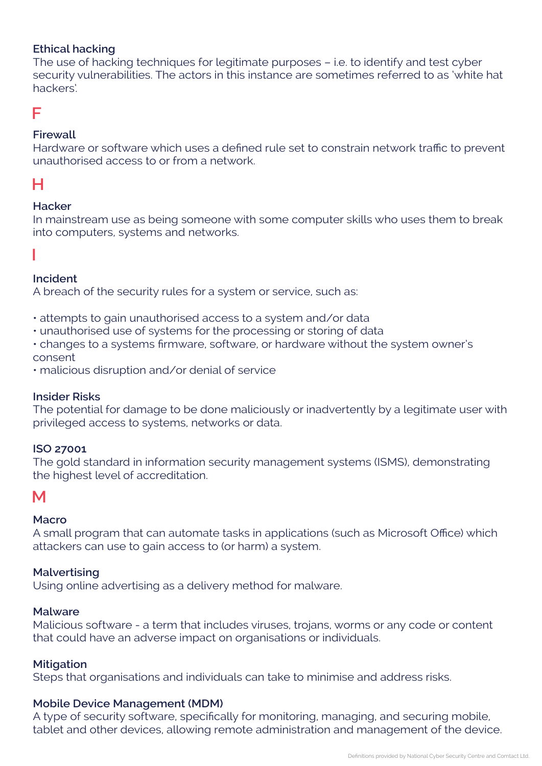### Ethical hacking

The use of hacking techniques for legitimate purposes – i.e. to identify and test cyber security vulnerabilities. The actors in this instance are sometimes referred to as 'white hat hackers'.

## F

### Firewall

Hardware or software which uses a defined rule set to constrain network traffic to prevent unauthorised access to or from a network.

## H

### Hacker

In mainstream use as being someone with some computer skills who uses them to break into computers, systems and networks.

## I

### Incident

A breach of the security rules for a system or service, such as:

- attempts to gain unauthorised access to a system and/or data
- unauthorised use of systems for the processing or storing of data
- changes to a systems firmware, software, or hardware without the system owner's consent
- malicious disruption and/or denial of service

### Insider Risks

The potential for damage to be done maliciously or inadvertently by a legitimate user with privileged access to systems, networks or data.

### ISO 27001

The gold standard in information security management systems (ISMS), demonstrating the highest level of accreditation.

## M

### Macro

A small program that can automate tasks in applications (such as Microsoft Office) which attackers can use to gain access to (or harm) a system.

### Malvertising

Using online advertising as a delivery method for malware.

### Malware

Malicious software - a term that includes viruses, trojans, worms or any code or content that could have an adverse impact on organisations or individuals.

### Mitigation

Steps that organisations and individuals can take to minimise and address risks.

### Mobile Device Management (MDM)

A type of security software, specifically for monitoring, managing, and securing mobile, tablet and other devices, allowing remote administration and management of the device.

Definitions provided by National Cyber Security Centre and Comtact Ltd.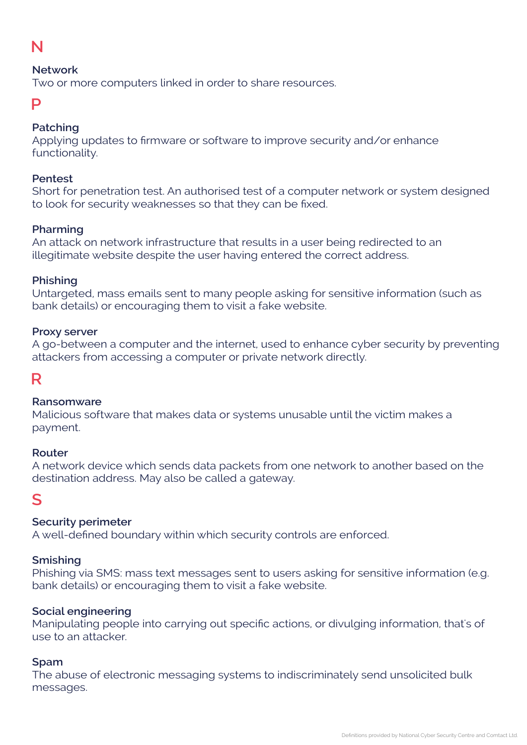## N

### Network
Two or more computers linked in order to share resources.

## P

### Patching
Applying updates to firmware or software to improve security and/or enhance functionality.

### Pentest
Short for penetration test. An authorised test of a computer network or system designed to look for security weaknesses so that they can be fixed.

### Pharming
An attack on network infrastructure that results in a user being redirected to an illegitimate website despite the user having entered the correct address.

### Phishing
Untargeted, mass emails sent to many people asking for sensitive information (such as bank details) or encouraging them to visit a fake website.

### Proxy server
A go-between a computer and the internet, used to enhance cyber security by preventing attackers from accessing a computer or private network directly.

## R

### Ransomware
Malicious software that makes data or systems unusable until the victim makes a payment.

### Router
A network device which sends data packets from one network to another based on the destination address. May also be called a gateway.

## S

### Security perimeter
A well-defined boundary within which security controls are enforced.

### Smishing
Phishing via SMS: mass text messages sent to users asking for sensitive information (e.g. bank details) or encouraging them to visit a fake website.

### Social engineering
Manipulating people into carrying out specific actions, or divulging information, that's of use to an attacker.

### Spam
The abuse of electronic messaging systems to indiscriminately send unsolicited bulk messages.

Definitions provided by National Cyber Security Centre and Comtact Ltd.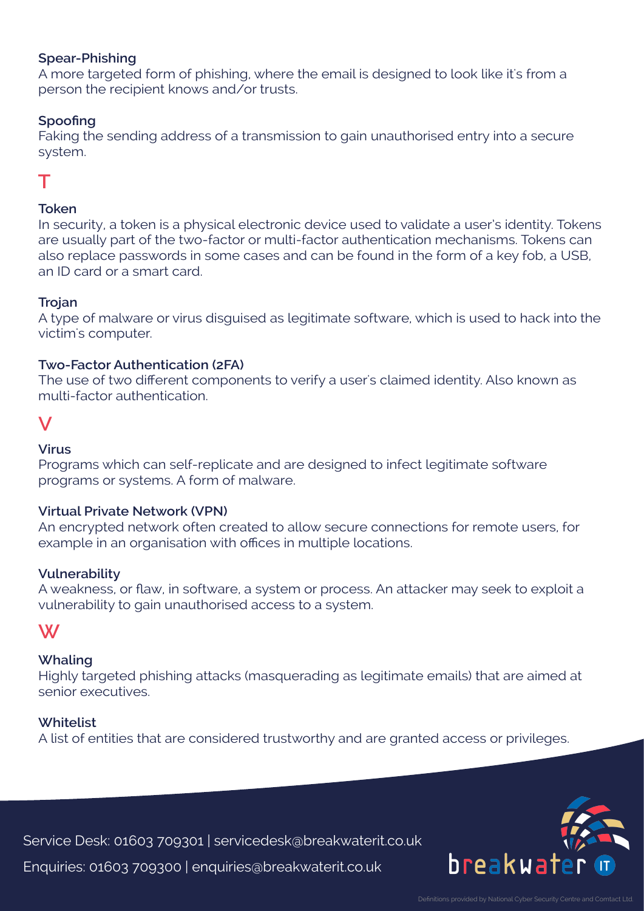### Spear-Phishing

A more targeted form of phishing, where the email is designed to look like it's from a person the recipient knows and/or trusts.

### Spoofing

Faking the sending address of a transmission to gain unauthorised entry into a secure system.

## T

### Token

In security, a token is a physical electronic device used to validate a user's identity. Tokens are usually part of the two-factor or multi-factor authentication mechanisms. Tokens can also replace passwords in some cases and can be found in the form of a key fob, a USB, an ID card or a smart card.

### Trojan

A type of malware or virus disguised as legitimate software, which is used to hack into the victim's computer.

### Two-Factor Authentication (2FA)

The use of two different components to verify a user's claimed identity. Also known as multi-factor authentication.

## V

### Virus

Programs which can self-replicate and are designed to infect legitimate software programs or systems. A form of malware.

### Virtual Private Network (VPN)

An encrypted network often created to allow secure connections for remote users, for example in an organisation with offices in multiple locations.

### Vulnerability

A weakness, or flaw, in software, a system or process. An attacker may seek to exploit a vulnerability to gain unauthorised access to a system.

## W

### Whaling

Highly targeted phishing attacks (masquerading as legitimate emails) that are aimed at senior executives.

### Whitelist

A list of entities that are considered trustworthy and are granted access or privileges.

Service Desk: 01603 709301 | servicedesk@breakwaterit.co.uk

Enquiries: 01603 709300 | enquiries@breakwaterit.co.uk

breakwater IT

Definitions provided by National Cyber Security Centre and Comtact Ltd.